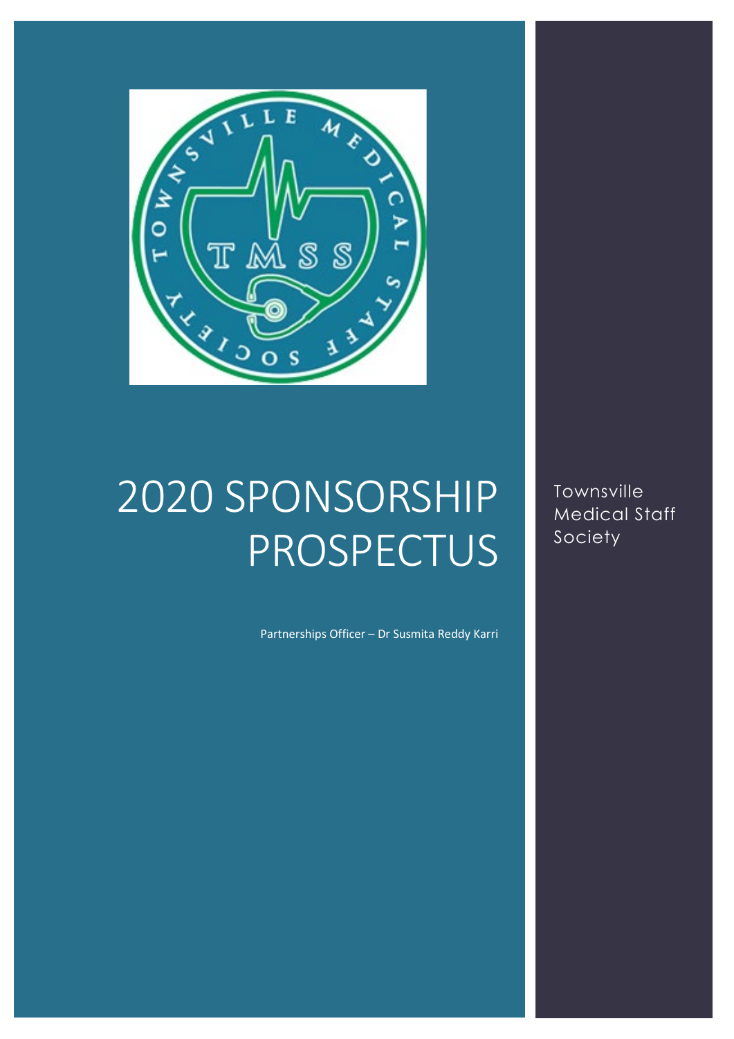# 2020 SPONSORSHIP PROSPECTUS

Partnerships Officer – Dr Susmita Reddy Karri

Townsville Medical Staff Society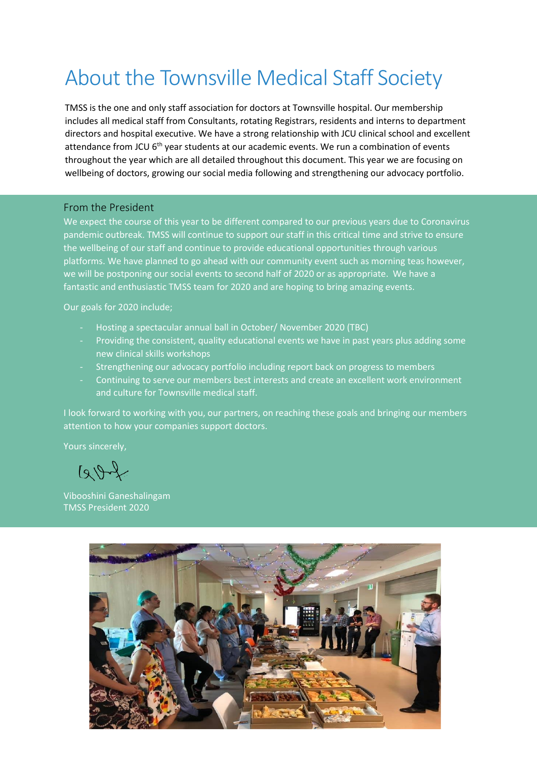# About the Townsville Medical Staff Society

TMSS is the one and only staff association for doctors at Townsville hospital. Our membership includes all medical staff from Consultants, rotating Registrars, residents and interns to department directors and hospital executive. We have a strong relationship with JCU clinical school and excellent attendance from JCU 6th year students at our academic events. We run a combination of events throughout the year which are all detailed throughout this document. This year we are focusing on wellbeing of doctors, growing our social media following and strengthening our advocacy portfolio.

## From the President

We expect the course of this year to be different compared to our previous years due to Coronavirus pandemic outbreak. TMSS will continue to support our staff in this critical time and strive to ensure the wellbeing of our staff and continue to provide educational opportunities through various platforms. We have planned to go ahead with our community event such as morning teas however, we will be postponing our social events to second half of 2020 or as appropriate. We have a fantastic and enthusiastic TMSS team for 2020 and are hoping to bring amazing events.

Our goals for 2020 include;

- Hosting a spectacular annual ball in October/ November 2020 (TBC)
- Providing the consistent, quality educational events we have in past years plus adding some new clinical skills workshops
- Strengthening our advocacy portfolio including report back on progress to members
- Continuing to serve our members best interests and create an excellent work environment and culture for Townsville medical staff.

I look forward to working with you, our partners, on reaching these goals and bringing our members attention to how your companies support doctors.

Yours sincerely,

Vibooshini Ganeshalingam
TMSS President 2020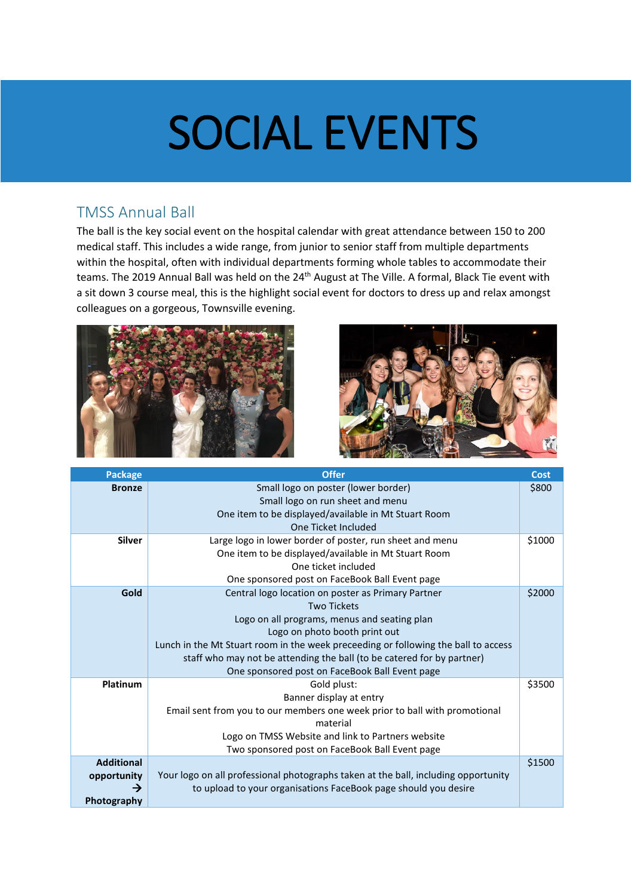# SOCIAL EVENTS

## TMSS Annual Ball

The ball is the key social event on the hospital calendar with great attendance between 150 to 200 medical staff. This includes a wide range, from junior to senior staff from multiple departments within the hospital, often with individual departments forming whole tables to accommodate their teams. The 2019 Annual Ball was held on the 24th August at The Ville. A formal, Black Tie event with a sit down 3 course meal, this is the highlight social event for doctors to dress up and relax amongst colleagues on a gorgeous, Townsville evening.

| Package | Offer | Cost |
|---|---|---|
| **Bronze** | Small logo on poster (lower border)<br>Small logo on run sheet and menu<br>One item to be displayed/available in Mt Stuart Room<br>One Ticket Included | $800 |
| **Silver** | Large logo in lower border of poster, run sheet and menu<br>One item to be displayed/available in Mt Stuart Room<br>One ticket included<br>One sponsored post on FaceBook Ball Event page | $1000 |
| **Gold** | Central logo location on poster as Primary Partner<br>Two Tickets<br>Logo on all programs, menus and seating plan<br>Logo on photo booth print out<br>Lunch in the Mt Stuart room in the week preceeding or following the ball to access staff who may not be attending the ball (to be catered for by partner)<br>One sponsored post on FaceBook Ball Event page | $2000 |
| **Platinum** | Gold plust:<br>Banner display at entry<br>Email sent from you to our members one week prior to ball with promotional material<br>Logo on TMSS Website and link to Partners website<br>Two sponsored post on FaceBook Ball Event page | $3500 |
| **Additional opportunity → Photography** | Your logo on all professional photographs taken at the ball, including opportunity to upload to your organisations FaceBook page should you desire | $1500 |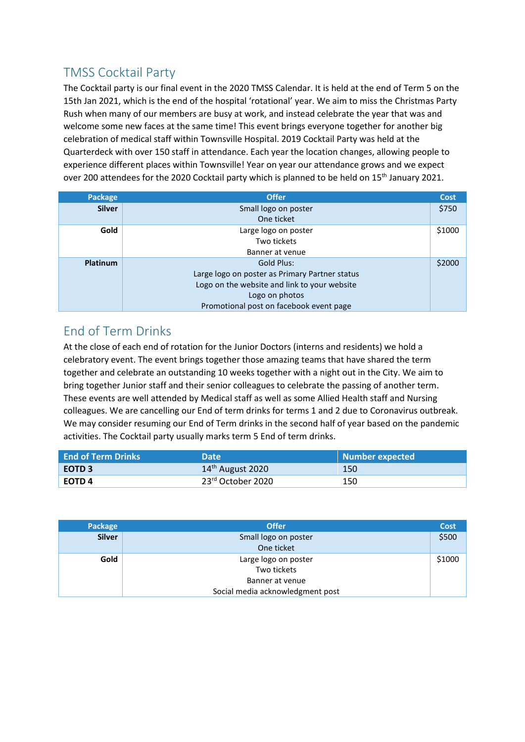## TMSS Cocktail Party

The Cocktail party is our final event in the 2020 TMSS Calendar. It is held at the end of Term 5 on the 15th Jan 2021, which is the end of the hospital 'rotational' year. We aim to miss the Christmas Party Rush when many of our members are busy at work, and instead celebrate the year that was and welcome some new faces at the same time! This event brings everyone together for another big celebration of medical staff within Townsville Hospital. 2019 Cocktail Party was held at the Quarterdeck with over 150 staff in attendance. Each year the location changes, allowing people to experience different places within Townsville! Year on year our attendance grows and we expect over 200 attendees for the 2020 Cocktail party which is planned to be held on 15th January 2021.

| Package | Offer | Cost |
|---|---|---|
| **Silver** | Small logo on poster<br>One ticket | $750 |
| **Gold** | Large logo on poster<br>Two tickets<br>Banner at venue | $1000 |
| **Platinum** | Gold Plus:<br>Large logo on poster as Primary Partner status<br>Logo on the website and link to your website<br>Logo on photos<br>Promotional post on facebook event page | $2000 |

## End of Term Drinks

At the close of each end of rotation for the Junior Doctors (interns and residents) we hold a celebratory event. The event brings together those amazing teams that have shared the term together and celebrate an outstanding 10 weeks together with a night out in the City. We aim to bring together Junior staff and their senior colleagues to celebrate the passing of another term. These events are well attended by Medical staff as well as some Allied Health staff and Nursing colleagues. We are cancelling our End of term drinks for terms 1 and 2 due to Coronavirus outbreak. We may consider resuming our End of Term drinks in the second half of year based on the pandemic activities. The Cocktail party usually marks term 5 End of term drinks.

| End of Term Drinks | Date | Number expected |
|---|---|---|
| **EOTD 3** | 14th August 2020 | 150 |
| **EOTD 4** | 23rd October 2020 | 150 |

| Package | Offer | Cost |
|---|---|---|
| **Silver** | Small logo on poster<br>One ticket | $500 |
| **Gold** | Large logo on poster<br>Two tickets<br>Banner at venue<br>Social media acknowledgment post | $1000 |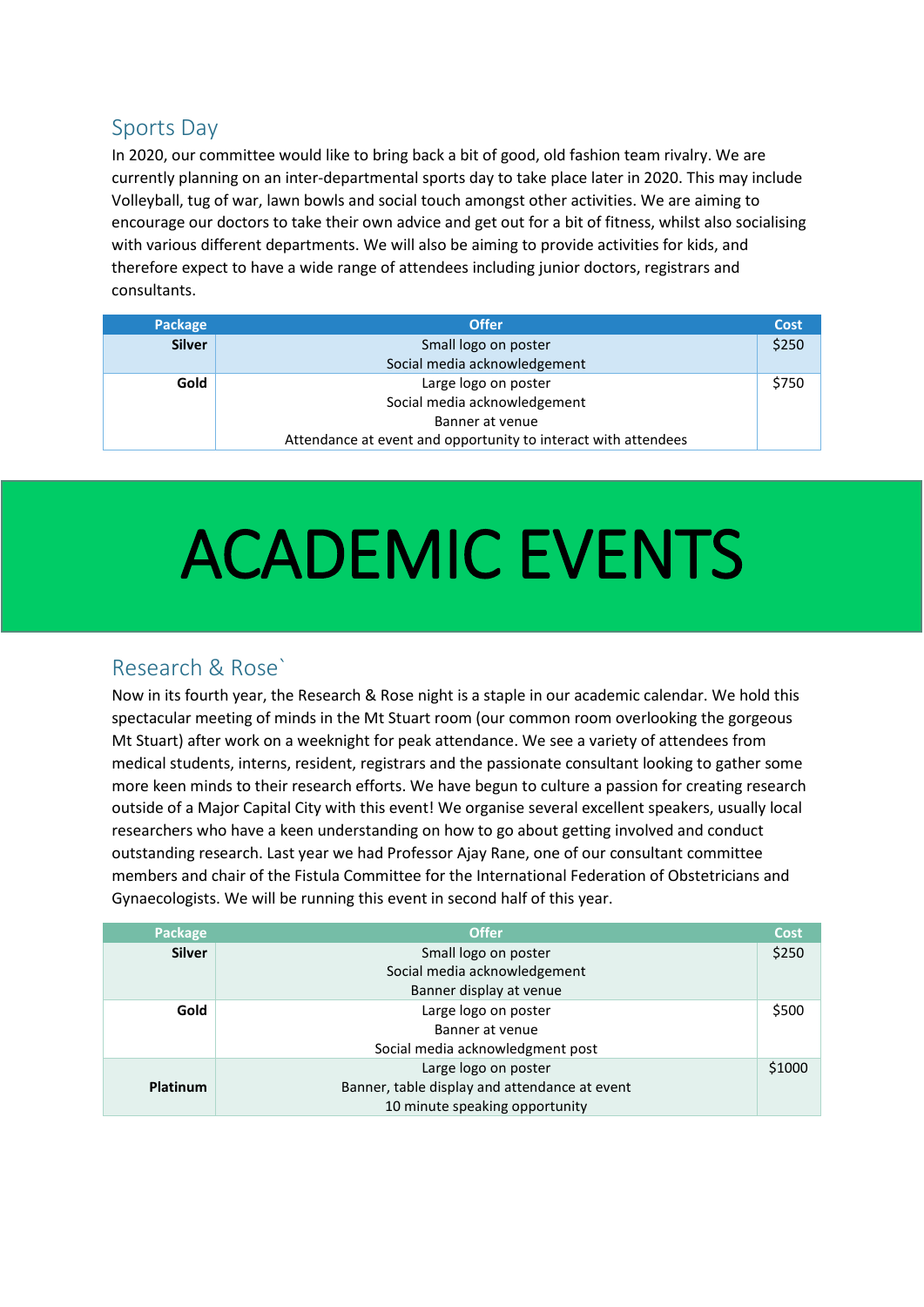## Sports Day

In 2020, our committee would like to bring back a bit of good, old fashion team rivalry. We are currently planning on an inter-departmental sports day to take place later in 2020. This may include Volleyball, tug of war, lawn bowls and social touch amongst other activities. We are aiming to encourage our doctors to take their own advice and get out for a bit of fitness, whilst also socialising with various different departments. We will also be aiming to provide activities for kids, and therefore expect to have a wide range of attendees including junior doctors, registrars and consultants.

| Package | Offer | Cost |
|---|---|---|
| **Silver** | Small logo on poster<br>Social media acknowledgement | $250 |
| **Gold** | Large logo on poster<br>Social media acknowledgement<br>Banner at venue<br>Attendance at event and opportunity to interact with attendees | $750 |

# ACADEMIC EVENTS

## Research & Rose`

Now in its fourth year, the Research & Rose night is a staple in our academic calendar. We hold this spectacular meeting of minds in the Mt Stuart room (our common room overlooking the gorgeous Mt Stuart) after work on a weeknight for peak attendance. We see a variety of attendees from medical students, interns, resident, registrars and the passionate consultant looking to gather some more keen minds to their research efforts. We have begun to culture a passion for creating research outside of a Major Capital City with this event! We organise several excellent speakers, usually local researchers who have a keen understanding on how to go about getting involved and conduct outstanding research. Last year we had Professor Ajay Rane, one of our consultant committee members and chair of the Fistula Committee for the International Federation of Obstetricians and Gynaecologists. We will be running this event in second half of this year.

| Package | Offer | Cost |
|---|---|---|
| **Silver** | Small logo on poster<br>Social media acknowledgement<br>Banner display at venue | $250 |
| **Gold** | Large logo on poster<br>Banner at venue<br>Social media acknowledgment post | $500 |
| **Platinum** | Large logo on poster<br>Banner, table display and attendance at event<br>10 minute speaking opportunity | $1000 |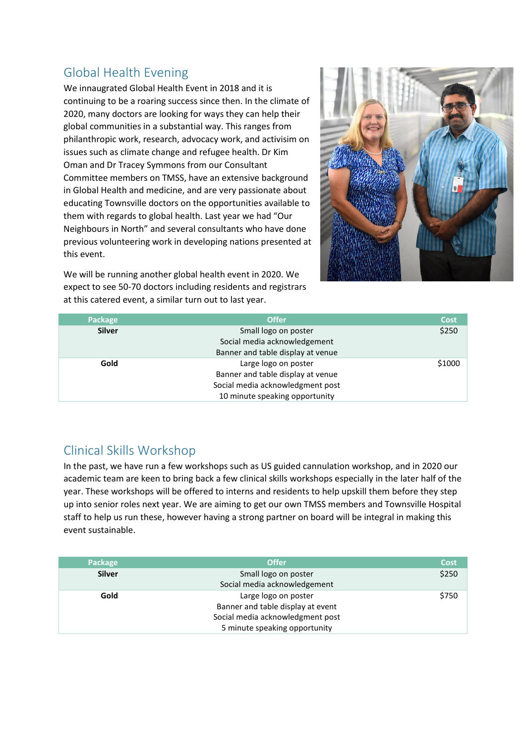## Global Health Evening

We innaugrated Global Health Event in 2018 and it is continuing to be a roaring success since then. In the climate of 2020, many doctors are looking for ways they can help their global communities in a substantial way. This ranges from philanthropic work, research, advocacy work, and activisim on issues such as climate change and refugee health. Dr Kim Oman and Dr Tracey Symmons from our Consultant Committee members on TMSS, have an extensive background in Global Health and medicine, and are very passionate about educating Townsville doctors on the opportunities available to them with regards to global health. Last year we had "Our Neighbours in North" and several consultants who have done previous volunteering work in developing nations presented at this event.

We will be running another global health event in 2020. We expect to see 50-70 doctors including residents and registrars at this catered event, a similar turn out to last year.

| Package | Offer | Cost |
|---|---|---|
| **Silver** | Small logo on poster<br>Social media acknowledgement<br>Banner and table display at venue | $250 |
| **Gold** | Large logo on poster<br>Banner and table display at venue<br>Social media acknowledgment post<br>10 minute speaking opportunity | $1000 |

## Clinical Skills Workshop

In the past, we have run a few workshops such as US guided cannulation workshop, and in 2020 our academic team are keen to bring back a few clinical skills workshops especially in the later half of the year. These workshops will be offered to interns and residents to help upskill them before they step up into senior roles next year. We are aiming to get our own TMSS members and Townsville Hospital staff to help us run these, however having a strong partner on board will be integral in making this event sustainable.

| Package | Offer | Cost |
|---|---|---|
| **Silver** | Small logo on poster<br>Social media acknowledgement | $250 |
| **Gold** | Large logo on poster<br>Banner and table display at event<br>Social media acknowledgment post<br>5 minute speaking opportunity | $750 |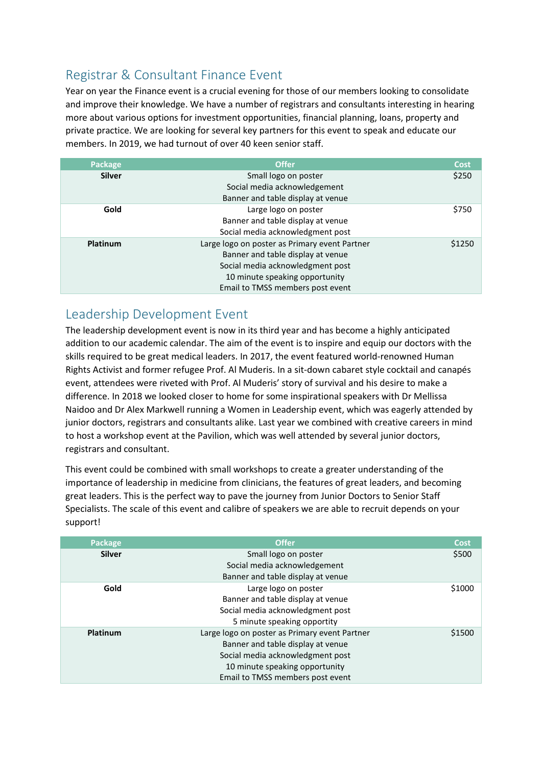## Registrar & Consultant Finance Event

Year on year the Finance event is a crucial evening for those of our members looking to consolidate and improve their knowledge. We have a number of registrars and consultants interesting in hearing more about various options for investment opportunities, financial planning, loans, property and private practice. We are looking for several key partners for this event to speak and educate our members. In 2019, we had turnout of over 40 keen senior staff.

| Package | Offer | Cost |
|---|---|---|
| **Silver** | Small logo on poster<br>Social media acknowledgement<br>Banner and table display at venue | $250 |
| **Gold** | Large logo on poster<br>Banner and table display at venue<br>Social media acknowledgment post | $750 |
| **Platinum** | Large logo on poster as Primary event Partner<br>Banner and table display at venue<br>Social media acknowledgment post<br>10 minute speaking opportunity<br>Email to TMSS members post event | $1250 |

## Leadership Development Event

The leadership development event is now in its third year and has become a highly anticipated addition to our academic calendar. The aim of the event is to inspire and equip our doctors with the skills required to be great medical leaders. In 2017, the event featured world-renowned Human Rights Activist and former refugee Prof. Al Muderis. In a sit-down cabaret style cocktail and canapés event, attendees were riveted with Prof. Al Muderis' story of survival and his desire to make a difference. In 2018 we looked closer to home for some inspirational speakers with Dr Mellissa Naidoo and Dr Alex Markwell running a Women in Leadership event, which was eagerly attended by junior doctors, registrars and consultants alike. Last year we combined with creative careers in mind to host a workshop event at the Pavilion, which was well attended by several junior doctors, registrars and consultant.

This event could be combined with small workshops to create a greater understanding of the importance of leadership in medicine from clinicians, the features of great leaders, and becoming great leaders. This is the perfect way to pave the journey from Junior Doctors to Senior Staff Specialists. The scale of this event and calibre of speakers we are able to recruit depends on your support!

| Package | Offer | Cost |
|---|---|---|
| **Silver** | Small logo on poster<br>Social media acknowledgement<br>Banner and table display at venue | $500 |
| **Gold** | Large logo on poster<br>Banner and table display at venue<br>Social media acknowledgment post<br>5 minute speaking opportity | $1000 |
| **Platinum** | Large logo on poster as Primary event Partner<br>Banner and table display at venue<br>Social media acknowledgment post<br>10 minute speaking opportunity<br>Email to TMSS members post event | $1500 |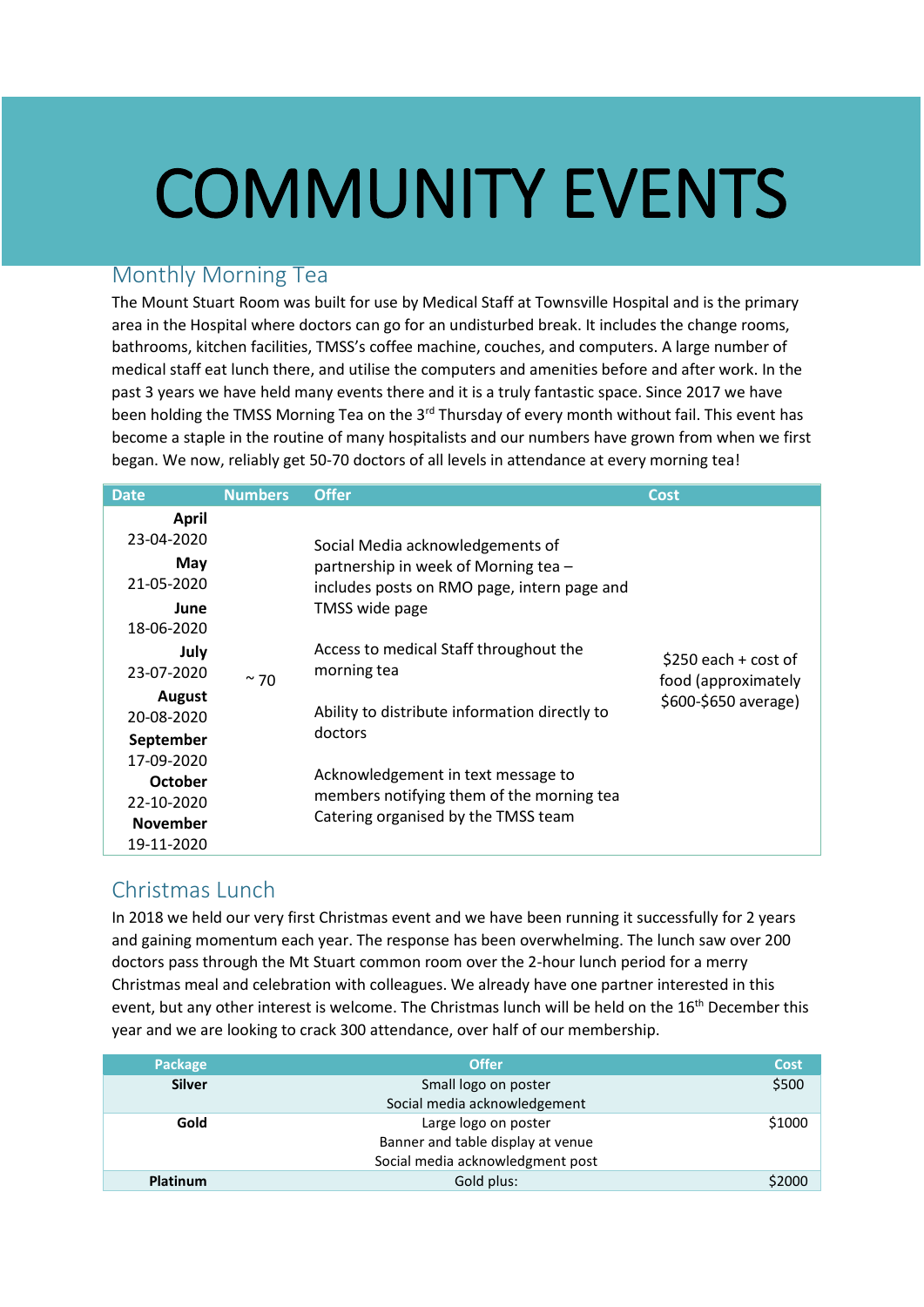# COMMUNITY EVENTS

## Monthly Morning Tea

The Mount Stuart Room was built for use by Medical Staff at Townsville Hospital and is the primary area in the Hospital where doctors can go for an undisturbed break. It includes the change rooms, bathrooms, kitchen facilities, TMSS's coffee machine, couches, and computers. A large number of medical staff eat lunch there, and utilise the computers and amenities before and after work. In the past 3 years we have held many events there and it is a truly fantastic space. Since 2017 we have been holding the TMSS Morning Tea on the 3rd Thursday of every month without fail. This event has become a staple in the routine of many hospitalists and our numbers have grown from when we first began. We now, reliably get 50-70 doctors of all levels in attendance at every morning tea!

| Date | Numbers | Offer | Cost |
|---|---|---|---|
| **April** 23-04-2020<br>**May** 21-05-2020<br>**June** 18-06-2020<br>**July** 23-07-2020<br>**August** 20-08-2020<br>**September** 17-09-2020<br>**October** 22-10-2020<br>**November** 19-11-2020 | ~ 70 | Social Media acknowledgements of partnership in week of Morning tea – includes posts on RMO page, intern page and TMSS wide page<br><br>Access to medical Staff throughout the morning tea<br><br>Ability to distribute information directly to doctors<br><br>Acknowledgement in text message to members notifying them of the morning tea<br>Catering organised by the TMSS team | $250 each + cost of food (approximately $600-$650 average) |

## Christmas Lunch

In 2018 we held our very first Christmas event and we have been running it successfully for 2 years and gaining momentum each year. The response has been overwhelming. The lunch saw over 200 doctors pass through the Mt Stuart common room over the 2-hour lunch period for a merry Christmas meal and celebration with colleagues. We already have one partner interested in this event, but any other interest is welcome. The Christmas lunch will be held on the 16th December this year and we are looking to crack 300 attendance, over half of our membership.

| Package | Offer | Cost |
|---|---|---|
| **Silver** | Small logo on poster<br>Social media acknowledgement | $500 |
| **Gold** | Large logo on poster<br>Banner and table display at venue<br>Social media acknowledgment post | $1000 |
| **Platinum** | Gold plus: | $2000 |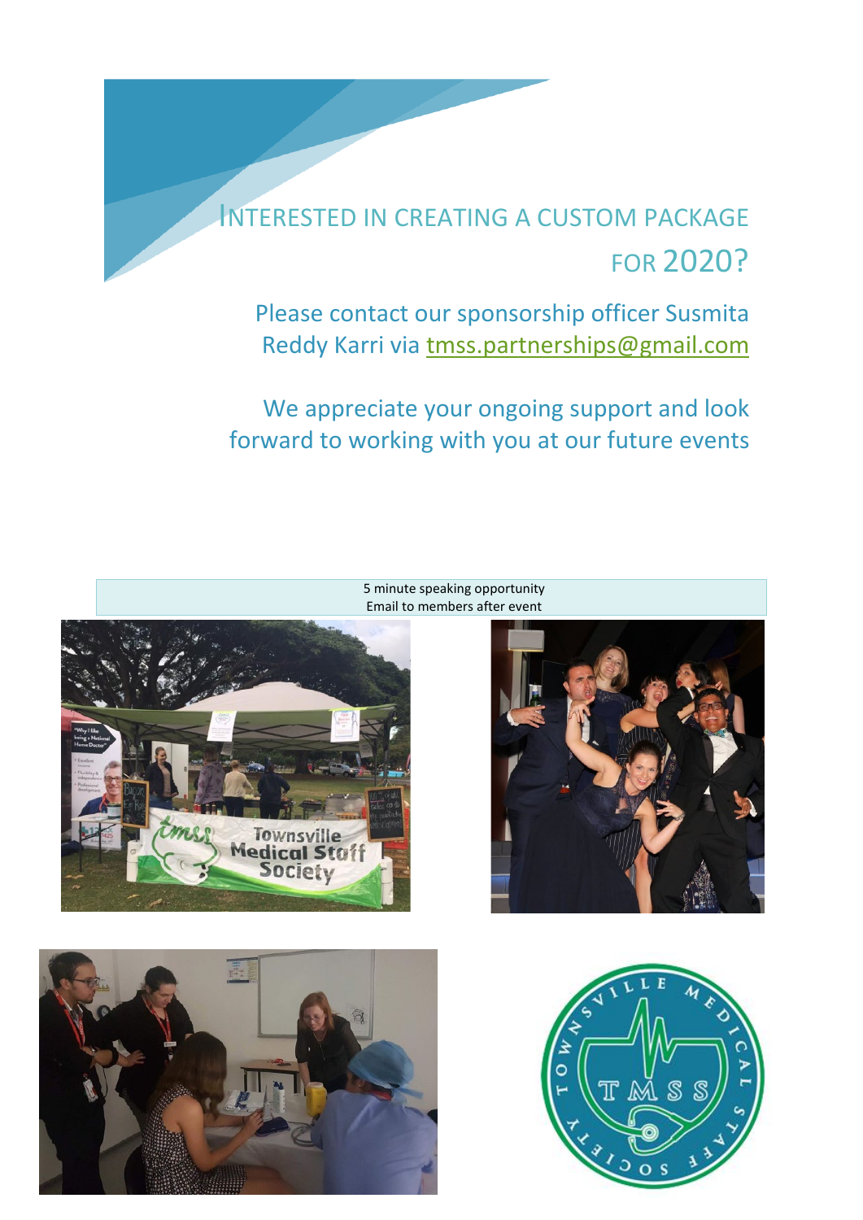# INTERESTED IN CREATING A CUSTOM PACKAGE FOR 2020?

Please contact our sponsorship officer Susmita Reddy Karri via tmss.partnerships@gmail.com

We appreciate your ongoing support and look forward to working with you at our future events

| |
|---|
| 5 minute speaking opportunity<br>Email to members after event |